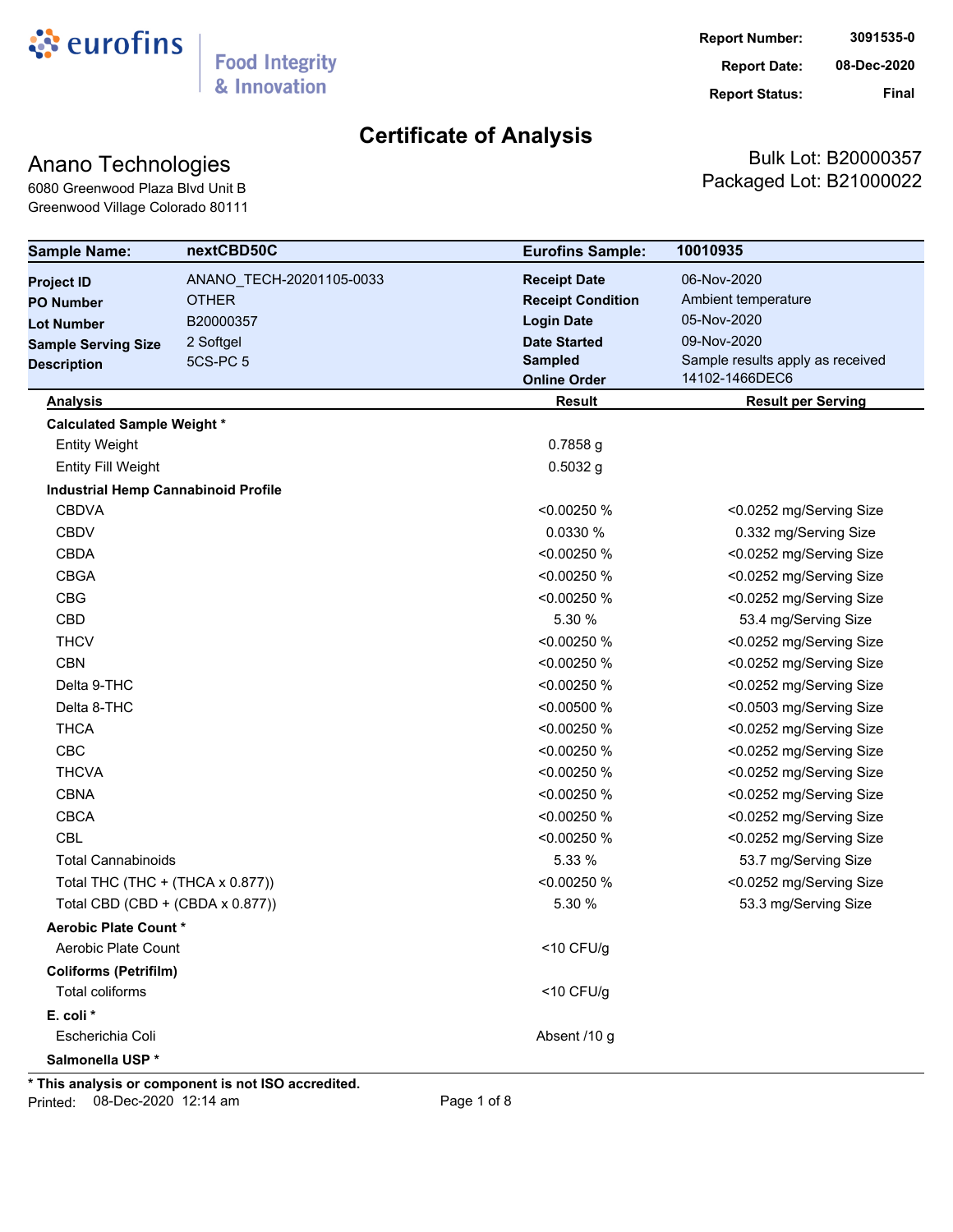eurofins | Food Integrity & Innovation

| | |
|---|---|
| **Report Number:** | 3091535-0 |
| **Report Date:** | 08-Dec-2020 |
| **Report Status:** | Final |

# Certificate of Analysis

## Anano Technologies

6080 Greenwood Plaza Blvd Unit B
Greenwood Village Colorado 80111

Bulk Lot: B20000357
Packaged Lot: B21000022

| **Sample Name:** | **nextCBD50C** | **Eurofins Sample:** | **10010935** |
|---|---|---|---|
| **Project ID** | ANANO_TECH-20201105-0033 | **Receipt Date** | 06-Nov-2020 |
| **PO Number** | OTHER | **Receipt Condition** | Ambient temperature |
| **Lot Number** | B20000357 | **Login Date** | 05-Nov-2020 |
| **Sample Serving Size** | 2 Softgel | **Date Started** | 09-Nov-2020 |
| **Description** | 5CS-PC 5 | **Sampled** | Sample results apply as received |
| | | **Online Order** | 14102-1466DEC6 |

| Analysis | Result | Result per Serving |
|---|---|---|
| **Calculated Sample Weight *** | | |
| Entity Weight | 0.7858 g | |
| Entity Fill Weight | 0.5032 g | |
| **Industrial Hemp Cannabinoid Profile** | | |
| CBDVA | <0.00250 % | <0.0252 mg/Serving Size |
| CBDV | 0.0330 % | 0.332 mg/Serving Size |
| CBDA | <0.00250 % | <0.0252 mg/Serving Size |
| CBGA | <0.00250 % | <0.0252 mg/Serving Size |
| CBG | <0.00250 % | <0.0252 mg/Serving Size |
| CBD | 5.30 % | 53.4 mg/Serving Size |
| THCV | <0.00250 % | <0.0252 mg/Serving Size |
| CBN | <0.00250 % | <0.0252 mg/Serving Size |
| Delta 9-THC | <0.00250 % | <0.0252 mg/Serving Size |
| Delta 8-THC | <0.00500 % | <0.0503 mg/Serving Size |
| THCA | <0.00250 % | <0.0252 mg/Serving Size |
| CBC | <0.00250 % | <0.0252 mg/Serving Size |
| THCVA | <0.00250 % | <0.0252 mg/Serving Size |
| CBNA | <0.00250 % | <0.0252 mg/Serving Size |
| CBCA | <0.00250 % | <0.0252 mg/Serving Size |
| CBL | <0.00250 % | <0.0252 mg/Serving Size |
| Total Cannabinoids | 5.33 % | 53.7 mg/Serving Size |
| Total THC (THC + (THCA x 0.877)) | <0.00250 % | <0.0252 mg/Serving Size |
| Total CBD (CBD + (CBDA x 0.877)) | 5.30 % | 53.3 mg/Serving Size |
| **Aerobic Plate Count *** | | |
| Aerobic Plate Count | <10 CFU/g | |
| **Coliforms (Petrifilm)** | | |
| Total coliforms | <10 CFU/g | |
| **E. coli *** | | |
| Escherichia Coli | Absent /10 g | |
| **Salmonella USP *** | | |

**\* This analysis or component is not ISO accredited.**

Printed: 08-Dec-2020 12:14 am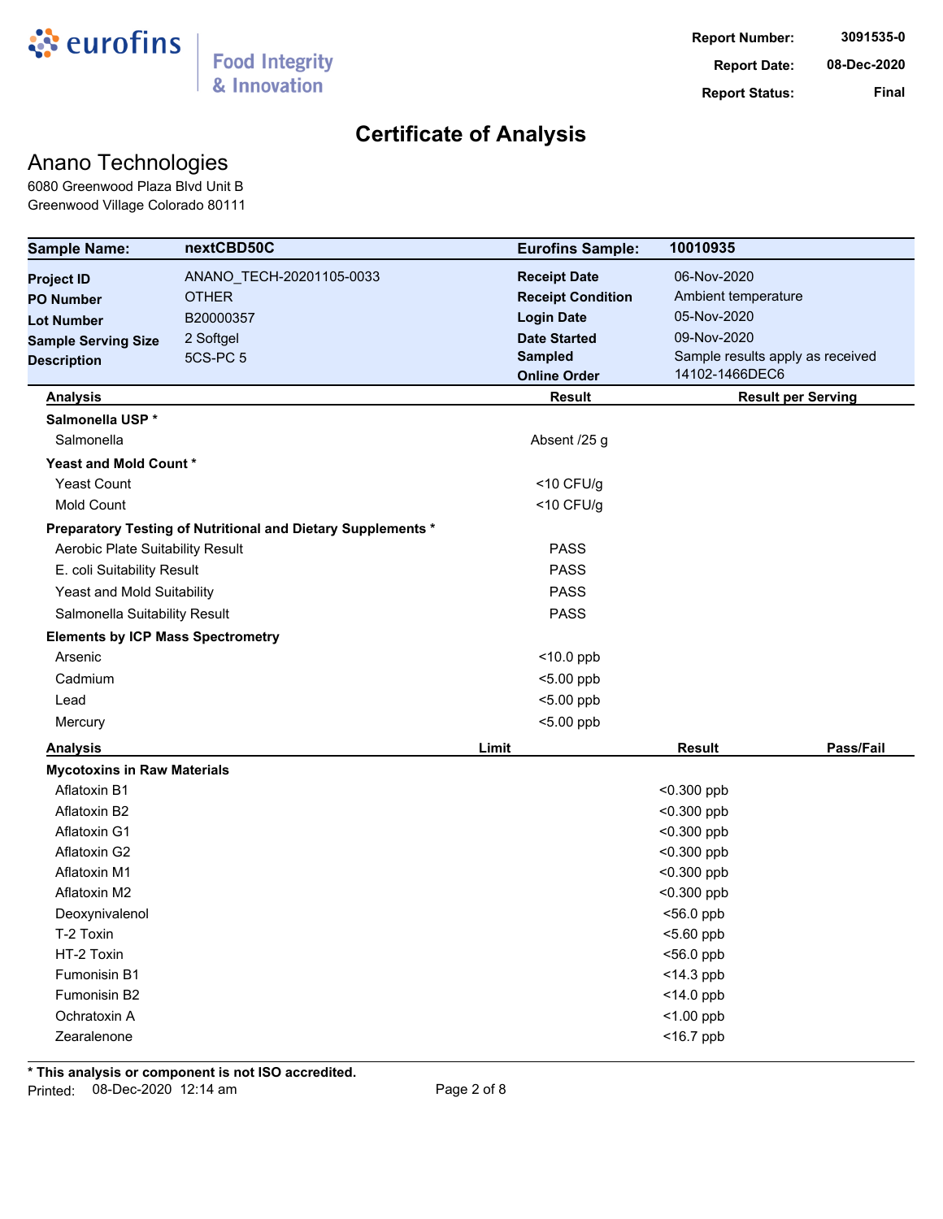eurofins | Food Integrity & Innovation

**Report Number:** 3091535-0
**Report Date:** 08-Dec-2020
**Report Status:** Final

# Certificate of Analysis

## Anano Technologies

6080 Greenwood Plaza Blvd Unit B
Greenwood Village Colorado 80111

| **Sample Name:** | **nextCBD50C** | **Eurofins Sample:** | **10010935** |
|---|---|---|---|
| **Project ID** | ANANO_TECH-20201105-0033 | **Receipt Date** | 06-Nov-2020 |
| **PO Number** | OTHER | **Receipt Condition** | Ambient temperature |
| **Lot Number** | B20000357 | **Login Date** | 05-Nov-2020 |
| **Sample Serving Size** | 2 Softgel | **Date Started** | 09-Nov-2020 |
| **Description** | 5CS-PC 5 | **Sampled** | Sample results apply as received |
| | | **Online Order** | 14102-1466DEC6 |

| Analysis | Result | Result per Serving |
|---|---|---|
| **Salmonella USP *** | | |
| Salmonella | Absent /25 g | |
| **Yeast and Mold Count *** | | |
| Yeast Count | <10 CFU/g | |
| Mold Count | <10 CFU/g | |
| **Preparatory Testing of Nutritional and Dietary Supplements *** | | |
| Aerobic Plate Suitability Result | PASS | |
| E. coli Suitability Result | PASS | |
| Yeast and Mold Suitability | PASS | |
| Salmonella Suitability Result | PASS | |
| **Elements by ICP Mass Spectrometry** | | |
| Arsenic | <10.0 ppb | |
| Cadmium | <5.00 ppb | |
| Lead | <5.00 ppb | |
| Mercury | <5.00 ppb | |

| Analysis | Limit | Result | Pass/Fail |
|---|---|---|---|
| **Mycotoxins in Raw Materials** | | | |
| Aflatoxin B1 | | <0.300 ppb | |
| Aflatoxin B2 | | <0.300 ppb | |
| Aflatoxin G1 | | <0.300 ppb | |
| Aflatoxin G2 | | <0.300 ppb | |
| Aflatoxin M1 | | <0.300 ppb | |
| Aflatoxin M2 | | <0.300 ppb | |
| Deoxynivalenol | | <56.0 ppb | |
| T-2 Toxin | | <5.60 ppb | |
| HT-2 Toxin | | <56.0 ppb | |
| Fumonisin B1 | | <14.3 ppb | |
| Fumonisin B2 | | <14.0 ppb | |
| Ochratoxin A | | <1.00 ppb | |
| Zearalenone | | <16.7 ppb | |

**\* This analysis or component is not ISO accredited.**

Printed: 08-Dec-2020 12:14 am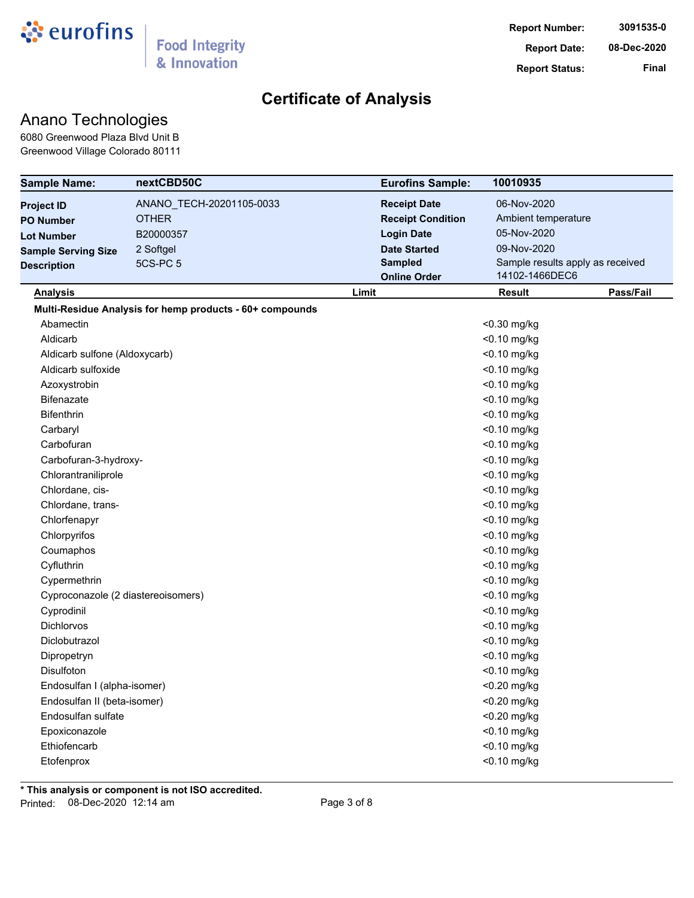eurofins | Food Integrity & Innovation

**Report Number:** 3091535-0
**Report Date:** 08-Dec-2020
**Report Status:** Final

# Certificate of Analysis

## Anano Technologies

6080 Greenwood Plaza Blvd Unit B
Greenwood Village Colorado 80111

| **Sample Name:** | **nextCBD50C** | **Eurofins Sample:** | **10010935** |
|---|---|---|---|
| **Project ID** | ANANO_TECH-20201105-0033 | **Receipt Date** | 06-Nov-2020 |
| **PO Number** | OTHER | **Receipt Condition** | Ambient temperature |
| **Lot Number** | B20000357 | **Login Date** | 05-Nov-2020 |
| **Sample Serving Size** | 2 Softgel | **Date Started** | 09-Nov-2020 |
| **Description** | 5CS-PC 5 | **Sampled** | Sample results apply as received |
| | | **Online Order** | 14102-1466DEC6 |

| Analysis | Limit | Result | Pass/Fail |
|---|---|---|---|
| **Multi-Residue Analysis for hemp products - 60+ compounds** | | | |
| Abamectin | | <0.30 mg/kg | |
| Aldicarb | | <0.10 mg/kg | |
| Aldicarb sulfone (Aldoxycarb) | | <0.10 mg/kg | |
| Aldicarb sulfoxide | | <0.10 mg/kg | |
| Azoxystrobin | | <0.10 mg/kg | |
| Bifenazate | | <0.10 mg/kg | |
| Bifenthrin | | <0.10 mg/kg | |
| Carbaryl | | <0.10 mg/kg | |
| Carbofuran | | <0.10 mg/kg | |
| Carbofuran-3-hydroxy- | | <0.10 mg/kg | |
| Chlorantraniliprole | | <0.10 mg/kg | |
| Chlordane, cis- | | <0.10 mg/kg | |
| Chlordane, trans- | | <0.10 mg/kg | |
| Chlorfenapyr | | <0.10 mg/kg | |
| Chlorpyrifos | | <0.10 mg/kg | |
| Coumaphos | | <0.10 mg/kg | |
| Cyfluthrin | | <0.10 mg/kg | |
| Cypermethrin | | <0.10 mg/kg | |
| Cyproconazole (2 diastereoisomers) | | <0.10 mg/kg | |
| Cyprodinil | | <0.10 mg/kg | |
| Dichlorvos | | <0.10 mg/kg | |
| Diclobutrazol | | <0.10 mg/kg | |
| Dipropetryn | | <0.10 mg/kg | |
| Disulfoton | | <0.10 mg/kg | |
| Endosulfan I (alpha-isomer) | | <0.20 mg/kg | |
| Endosulfan II (beta-isomer) | | <0.20 mg/kg | |
| Endosulfan sulfate | | <0.20 mg/kg | |
| Epoxiconazole | | <0.10 mg/kg | |
| Ethiofencarb | | <0.10 mg/kg | |
| Etofenprox | | <0.10 mg/kg | |

**\* This analysis or component is not ISO accredited.**

Printed: 08-Dec-2020 12:14 am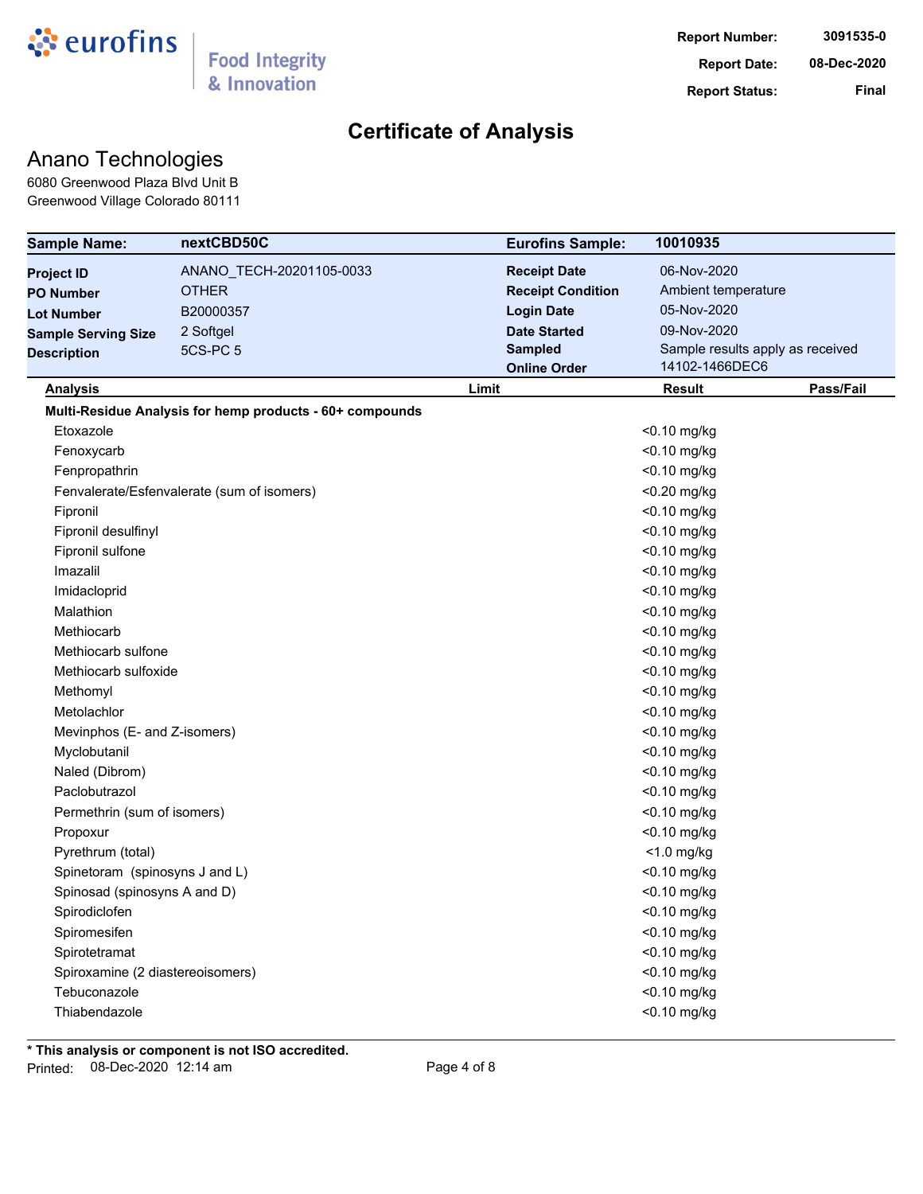# Certificate of Analysis

**Report Number:** 3091535-0
**Report Date:** 08-Dec-2020
**Report Status:** Final

## Anano Technologies

6080 Greenwood Plaza Blvd Unit B
Greenwood Village Colorado 80111

| **Sample Name:** | **nextCBD50C** | **Eurofins Sample:** | **10010935** |
|---|---|---|---|
| **Project ID** | ANANO_TECH-20201105-0033 | **Receipt Date** | 06-Nov-2020 |
| **PO Number** | OTHER | **Receipt Condition** | Ambient temperature |
| **Lot Number** | B20000357 | **Login Date** | 05-Nov-2020 |
| **Sample Serving Size** | 2 Softgel | **Date Started** | 09-Nov-2020 |
| **Description** | 5CS-PC 5 | **Sampled** | Sample results apply as received |
| | | **Online Order** | 14102-1466DEC6 |

| Analysis | Limit | Result | Pass/Fail |
|---|---|---|---|
| **Multi-Residue Analysis for hemp products - 60+ compounds** | | | |
| Etoxazole | | <0.10 mg/kg | |
| Fenoxycarb | | <0.10 mg/kg | |
| Fenpropathrin | | <0.10 mg/kg | |
| Fenvalerate/Esfenvalerate (sum of isomers) | | <0.20 mg/kg | |
| Fipronil | | <0.10 mg/kg | |
| Fipronil desulfinyl | | <0.10 mg/kg | |
| Fipronil sulfone | | <0.10 mg/kg | |
| Imazalil | | <0.10 mg/kg | |
| Imidacloprid | | <0.10 mg/kg | |
| Malathion | | <0.10 mg/kg | |
| Methiocarb | | <0.10 mg/kg | |
| Methiocarb sulfone | | <0.10 mg/kg | |
| Methiocarb sulfoxide | | <0.10 mg/kg | |
| Methomyl | | <0.10 mg/kg | |
| Metolachlor | | <0.10 mg/kg | |
| Mevinphos (E- and Z-isomers) | | <0.10 mg/kg | |
| Myclobutanil | | <0.10 mg/kg | |
| Naled (Dibrom) | | <0.10 mg/kg | |
| Paclobutrazol | | <0.10 mg/kg | |
| Permethrin (sum of isomers) | | <0.10 mg/kg | |
| Propoxur | | <0.10 mg/kg | |
| Pyrethrum (total) | | <1.0 mg/kg | |
| Spinetoram (spinosyns J and L) | | <0.10 mg/kg | |
| Spinosad (spinosyns A and D) | | <0.10 mg/kg | |
| Spirodiclofen | | <0.10 mg/kg | |
| Spiromesifen | | <0.10 mg/kg | |
| Spirotetramat | | <0.10 mg/kg | |
| Spiroxamine (2 diastereoisomers) | | <0.10 mg/kg | |
| Tebuconazole | | <0.10 mg/kg | |
| Thiabendazole | | <0.10 mg/kg | |

**\* This analysis or component is not ISO accredited.**

Printed: 08-Dec-2020 12:14 am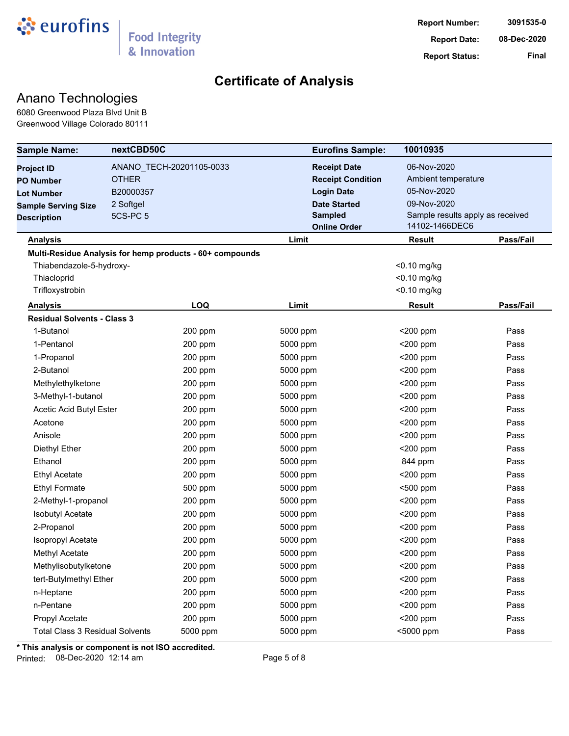**Report Number:** 3091535-0
**Report Date:** 08-Dec-2020
**Report Status:** Final

# Certificate of Analysis

## Anano Technologies

6080 Greenwood Plaza Blvd Unit B
Greenwood Village Colorado 80111

| | | | |
|---|---|---|---|
| **Sample Name:** | **nextCBD50C** | **Eurofins Sample:** | **10010935** |
| **Project ID** | ANANO_TECH-20201105-0033 | **Receipt Date** | 06-Nov-2020 |
| **PO Number** | OTHER | **Receipt Condition** | Ambient temperature |
| **Lot Number** | B20000357 | **Login Date** | 05-Nov-2020 |
| **Sample Serving Size** | 2 Softgel | **Date Started** | 09-Nov-2020 |
| **Description** | 5CS-PC 5 | **Sampled** | Sample results apply as received |
| | | **Online Order** | 14102-1466DEC6 |

| Analysis | Limit | Result | Pass/Fail |
|---|---|---|---|
| **Multi-Residue Analysis for hemp products - 60+ compounds** | | | |
| Thiabendazole-5-hydroxy- | | <0.10 mg/kg | |
| Thiacloprid | | <0.10 mg/kg | |
| Trifloxystrobin | | <0.10 mg/kg | |

| Analysis | LOQ | Limit | Result | Pass/Fail |
|---|---|---|---|---|
| **Residual Solvents - Class 3** | | | | |
| 1-Butanol | 200 ppm | 5000 ppm | <200 ppm | Pass |
| 1-Pentanol | 200 ppm | 5000 ppm | <200 ppm | Pass |
| 1-Propanol | 200 ppm | 5000 ppm | <200 ppm | Pass |
| 2-Butanol | 200 ppm | 5000 ppm | <200 ppm | Pass |
| Methylethylketone | 200 ppm | 5000 ppm | <200 ppm | Pass |
| 3-Methyl-1-butanol | 200 ppm | 5000 ppm | <200 ppm | Pass |
| Acetic Acid Butyl Ester | 200 ppm | 5000 ppm | <200 ppm | Pass |
| Acetone | 200 ppm | 5000 ppm | <200 ppm | Pass |
| Anisole | 200 ppm | 5000 ppm | <200 ppm | Pass |
| Diethyl Ether | 200 ppm | 5000 ppm | <200 ppm | Pass |
| Ethanol | 200 ppm | 5000 ppm | 844 ppm | Pass |
| Ethyl Acetate | 200 ppm | 5000 ppm | <200 ppm | Pass |
| Ethyl Formate | 500 ppm | 5000 ppm | <500 ppm | Pass |
| 2-Methyl-1-propanol | 200 ppm | 5000 ppm | <200 ppm | Pass |
| Isobutyl Acetate | 200 ppm | 5000 ppm | <200 ppm | Pass |
| 2-Propanol | 200 ppm | 5000 ppm | <200 ppm | Pass |
| Isopropyl Acetate | 200 ppm | 5000 ppm | <200 ppm | Pass |
| Methyl Acetate | 200 ppm | 5000 ppm | <200 ppm | Pass |
| Methylisobutylketone | 200 ppm | 5000 ppm | <200 ppm | Pass |
| tert-Butylmethyl Ether | 200 ppm | 5000 ppm | <200 ppm | Pass |
| n-Heptane | 200 ppm | 5000 ppm | <200 ppm | Pass |
| n-Pentane | 200 ppm | 5000 ppm | <200 ppm | Pass |
| Propyl Acetate | 200 ppm | 5000 ppm | <200 ppm | Pass |
| Total Class 3 Residual Solvents | 5000 ppm | 5000 ppm | <5000 ppm | Pass |

**\* This analysis or component is not ISO accredited.**

Printed: 08-Dec-2020 12:14 am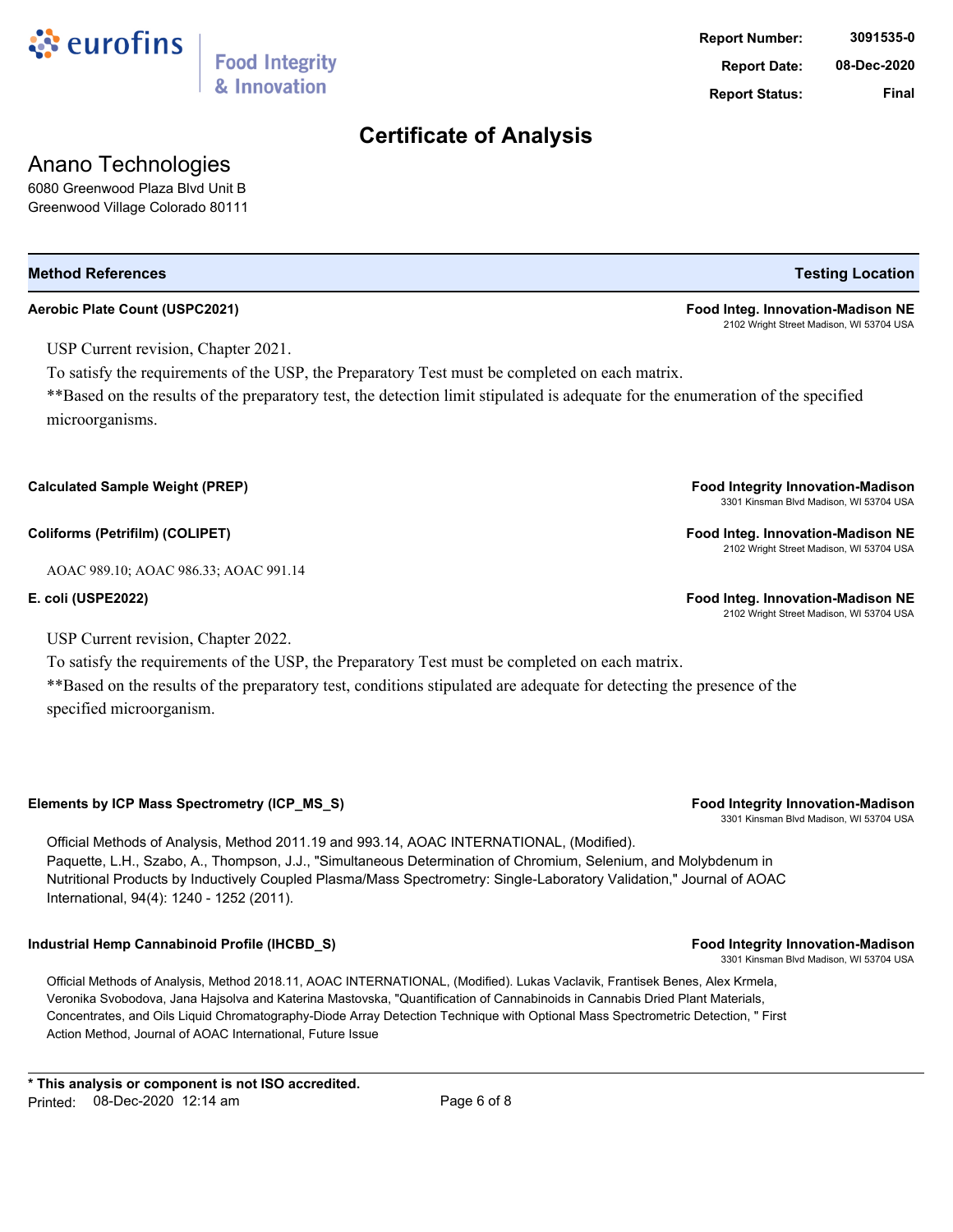**Report Number:** 3091535-0
**Report Date:** 08-Dec-2020
**Report Status:** Final

# Certificate of Analysis

## Anano Technologies

6080 Greenwood Plaza Blvd Unit B
Greenwood Village Colorado 80111

| Method References | Testing Location |
|---|---|

**Aerobic Plate Count (USPC2021)** — **Food Integ. Innovation-Madison NE**, 2102 Wright Street Madison, WI 53704 USA

USP Current revision, Chapter 2021.
To satisfy the requirements of the USP, the Preparatory Test must be completed on each matrix.
**Based on the results of the preparatory test, the detection limit stipulated is adequate for the enumeration of the specified microorganisms.

**Calculated Sample Weight (PREP)** — **Food Integrity Innovation-Madison**, 3301 Kinsman Blvd Madison, WI 53704 USA

**Coliforms (Petrifilm) (COLIPET)** — **Food Integ. Innovation-Madison NE**, 2102 Wright Street Madison, WI 53704 USA

AOAC 989.10; AOAC 986.33; AOAC 991.14

**E. coli (USPE2022)** — **Food Integ. Innovation-Madison NE**, 2102 Wright Street Madison, WI 53704 USA

USP Current revision, Chapter 2022.
To satisfy the requirements of the USP, the Preparatory Test must be completed on each matrix.
**Based on the results of the preparatory test, conditions stipulated are adequate for detecting the presence of the specified microorganism.

**Elements by ICP Mass Spectrometry (ICP_MS_S)** — **Food Integrity Innovation-Madison**, 3301 Kinsman Blvd Madison, WI 53704 USA

Official Methods of Analysis, Method 2011.19 and 993.14, AOAC INTERNATIONAL, (Modified).
Paquette, L.H., Szabo, A., Thompson, J.J., "Simultaneous Determination of Chromium, Selenium, and Molybdenum in Nutritional Products by Inductively Coupled Plasma/Mass Spectrometry: Single-Laboratory Validation," Journal of AOAC International, 94(4): 1240 - 1252 (2011).

**Industrial Hemp Cannabinoid Profile (IHCBD_S)** — **Food Integrity Innovation-Madison**, 3301 Kinsman Blvd Madison, WI 53704 USA

Official Methods of Analysis, Method 2018.11, AOAC INTERNATIONAL, (Modified). Lukas Vaclavik, Frantisek Benes, Alex Krmela, Veronika Svobodova, Jana Hajsolva and Katerina Mastovska, "Quantification of Cannabinoids in Cannabis Dried Plant Materials, Concentrates, and Oils Liquid Chromatography-Diode Array Detection Technique with Optional Mass Spectrometric Detection, " First Action Method, Journal of AOAC International, Future Issue

**\* This analysis or component is not ISO accredited.**
Printed: 08-Dec-2020 12:14 am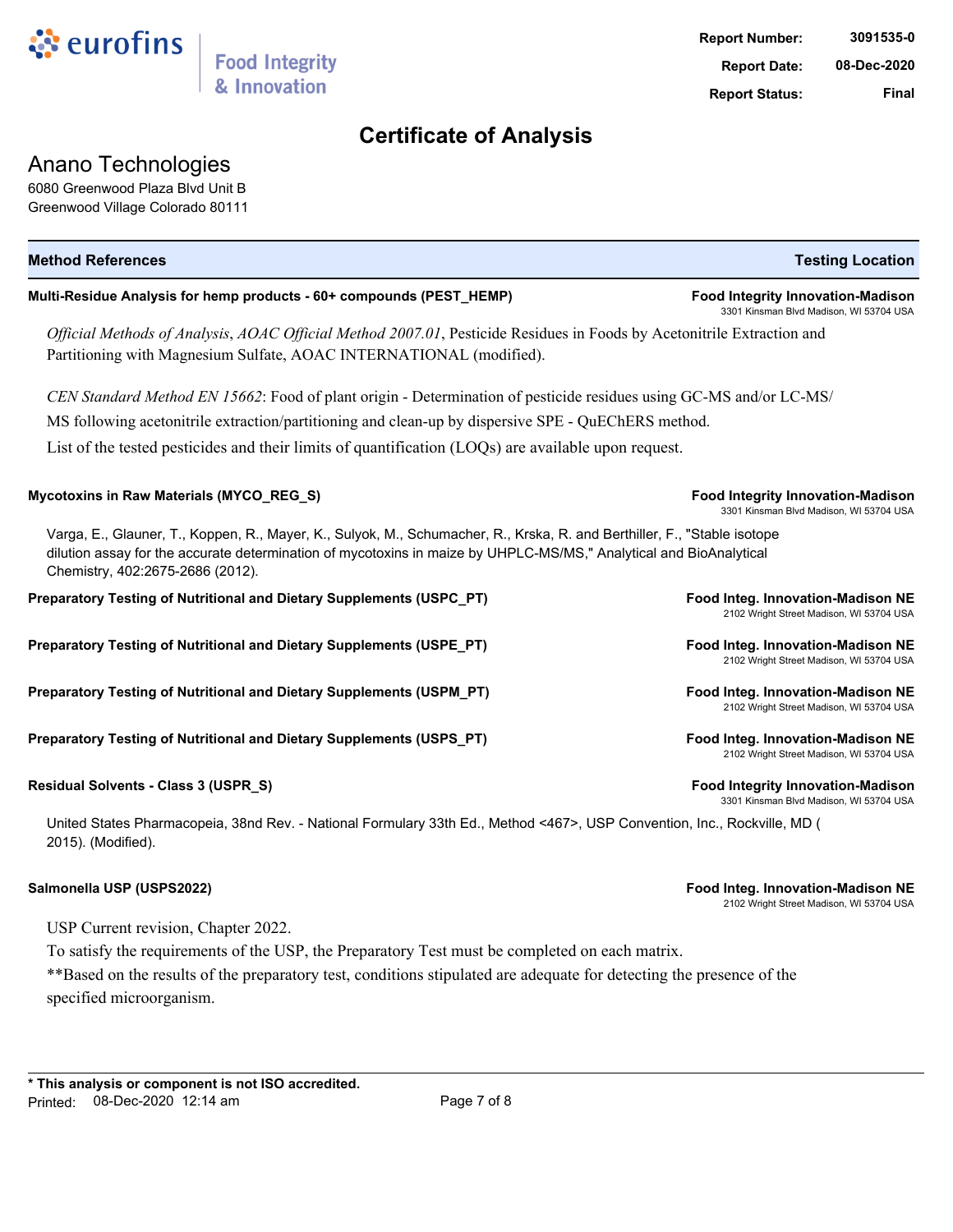# Certificate of Analysis

**Report Number:** 3091535-0
**Report Date:** 08-Dec-2020
**Report Status:** Final

## Anano Technologies

6080 Greenwood Plaza Blvd Unit B
Greenwood Village Colorado 80111

| Method References | Testing Location |
|---|---|

**Multi-Residue Analysis for hemp products - 60+ compounds (PEST_HEMP)** — **Food Integrity Innovation-Madison**, 3301 Kinsman Blvd Madison, WI 53704 USA

*Official Methods of Analysis*, *AOAC Official Method 2007.01*, Pesticide Residues in Foods by Acetonitrile Extraction and Partitioning with Magnesium Sulfate, AOAC INTERNATIONAL (modified).

*CEN Standard Method EN 15662*: Food of plant origin - Determination of pesticide residues using GC-MS and/or LC-MS/MS following acetonitrile extraction/partitioning and clean-up by dispersive SPE - QuEChERS method.
List of the tested pesticides and their limits of quantification (LOQs) are available upon request.

**Mycotoxins in Raw Materials (MYCO_REG_S)** — **Food Integrity Innovation-Madison**, 3301 Kinsman Blvd Madison, WI 53704 USA

Varga, E., Glauner, T., Koppen, R., Mayer, K., Sulyok, M., Schumacher, R., Krska, R. and Berthiller, F., "Stable isotope dilution assay for the accurate determination of mycotoxins in maize by UHPLC-MS/MS," Analytical and BioAnalytical Chemistry, 402:2675-2686 (2012).

**Preparatory Testing of Nutritional and Dietary Supplements (USPC_PT)** — **Food Integ. Innovation-Madison NE**, 2102 Wright Street Madison, WI 53704 USA

**Preparatory Testing of Nutritional and Dietary Supplements (USPE_PT)** — **Food Integ. Innovation-Madison NE**, 2102 Wright Street Madison, WI 53704 USA

**Preparatory Testing of Nutritional and Dietary Supplements (USPM_PT)** — **Food Integ. Innovation-Madison NE**, 2102 Wright Street Madison, WI 53704 USA

**Preparatory Testing of Nutritional and Dietary Supplements (USPS_PT)** — **Food Integ. Innovation-Madison NE**, 2102 Wright Street Madison, WI 53704 USA

**Residual Solvents - Class 3 (USPR_S)** — **Food Integrity Innovation-Madison**, 3301 Kinsman Blvd Madison, WI 53704 USA

United States Pharmacopeia, 38nd Rev. - National Formulary 33th Ed., Method <467>, USP Convention, Inc., Rockville, MD ( 2015). (Modified).

**Salmonella USP (USPS2022)** — **Food Integ. Innovation-Madison NE**, 2102 Wright Street Madison, WI 53704 USA

USP Current revision, Chapter 2022.
To satisfy the requirements of the USP, the Preparatory Test must be completed on each matrix.
**Based on the results of the preparatory test, conditions stipulated are adequate for detecting the presence of the specified microorganism.

**\* This analysis or component is not ISO accredited.**
Printed: 08-Dec-2020 12:14 am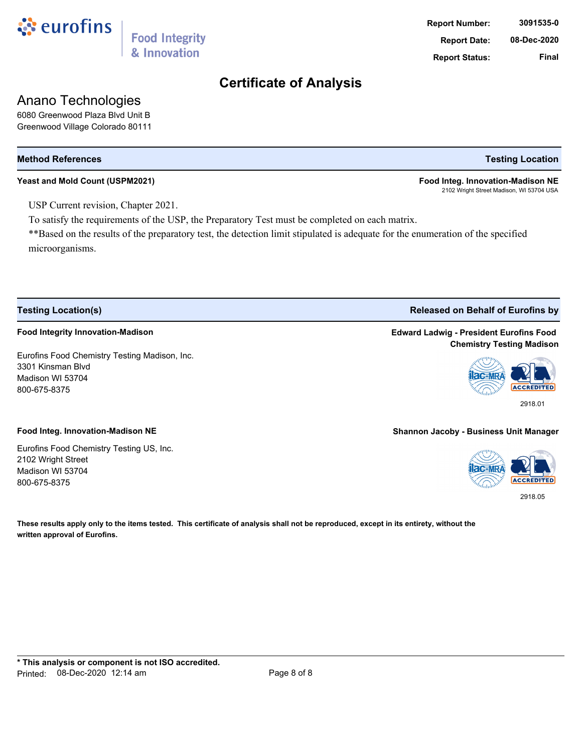Report Number: 3091535-0
Report Date: 08-Dec-2020
Report Status: Final

# Certificate of Analysis

## Anano Technologies

6080 Greenwood Plaza Blvd Unit B
Greenwood Village Colorado 80111

| Method References | Testing Location |
|---|---|
| **Yeast and Mold Count (USPM2021)** | **Food Integ. Innovation-Madison NE** 2102 Wright Street Madison, WI 53704 USA |

USP Current revision, Chapter 2021.

To satisfy the requirements of the USP, the Preparatory Test must be completed on each matrix.

**Based on the results of the preparatory test, the detection limit stipulated is adequate for the enumeration of the specified microorganisms.

| Testing Location(s) | Released on Behalf of Eurofins by |
|---|---|
| **Food Integrity Innovation-Madison**<br>Eurofins Food Chemistry Testing Madison, Inc.<br>3301 Kinsman Blvd<br>Madison WI 53704<br>800-675-8375 | **Edward Ladwig - President Eurofins Food Chemistry Testing Madison**<br>2918.01 |
| **Food Integ. Innovation-Madison NE**<br>Eurofins Food Chemistry Testing US, Inc.<br>2102 Wright Street<br>Madison WI 53704<br>800-675-8375 | **Shannon Jacoby - Business Unit Manager**<br>2918.05 |

**These results apply only to the items tested. This certificate of analysis shall not be reproduced, except in its entirety, without the written approval of Eurofins.**

**\* This analysis or component is not ISO accredited.**

Printed: 08-Dec-2020 12:14 am